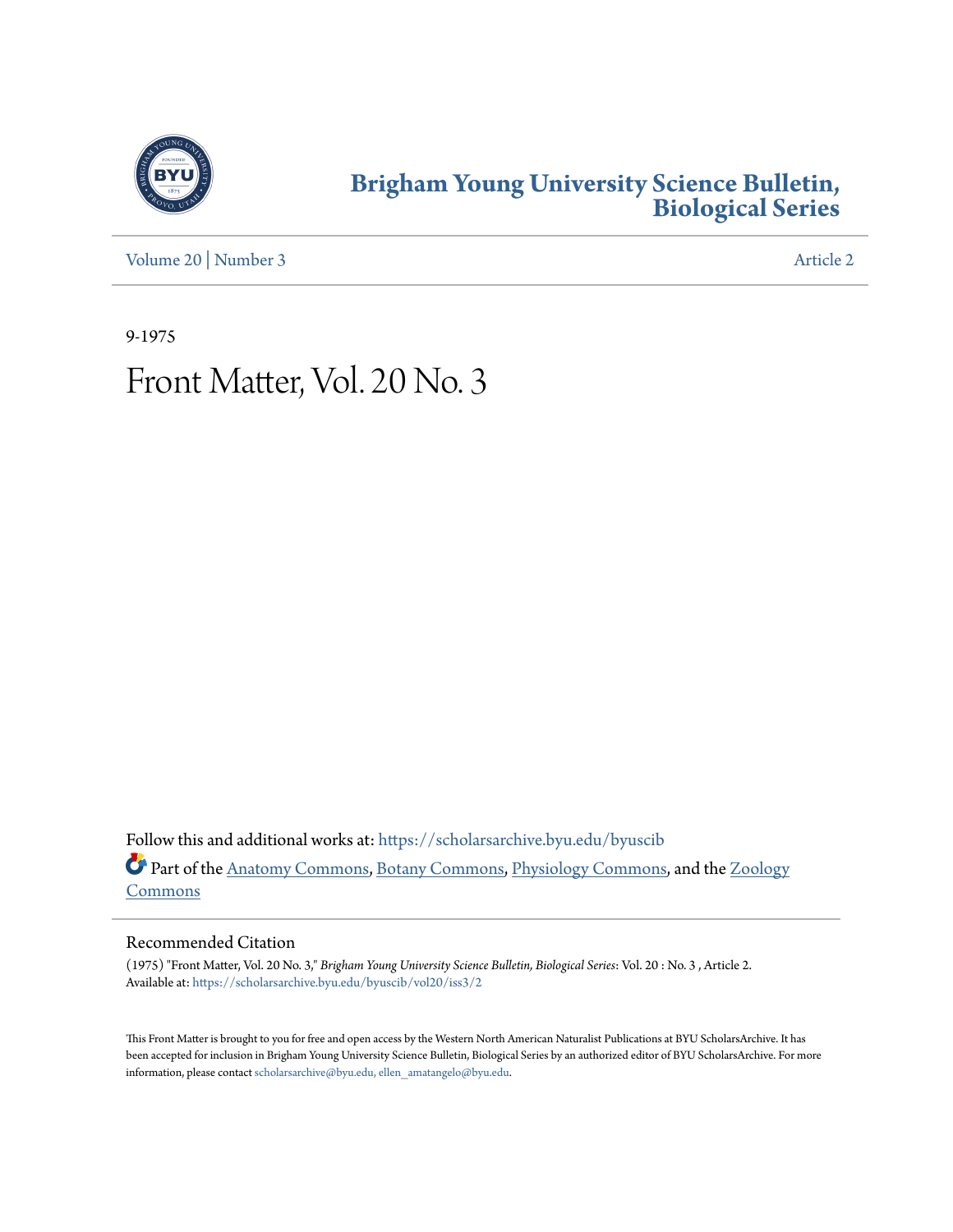# Brigham Young University Science Bulletin, Biological Series

Volume 20 | Number 3 Article 2

9-1975

# Front Matter, Vol. 20 No. 3

Follow this and additional works at: https://scholarsarchive.byu.edu/byuscib

Part of the Anatomy Commons, Botany Commons, Physiology Commons, and the Zoology Commons

## Recommended Citation

(1975) "Front Matter, Vol. 20 No. 3," *Brigham Young University Science Bulletin, Biological Series*: Vol. 20 : No. 3 , Article 2.
Available at: https://scholarsarchive.byu.edu/byuscib/vol20/iss3/2

This Front Matter is brought to you for free and open access by the Western North American Naturalist Publications at BYU ScholarsArchive. It has been accepted for inclusion in Brigham Young University Science Bulletin, Biological Series by an authorized editor of BYU ScholarsArchive. For more information, please contact scholarsarchive@byu.edu, ellen_amatangelo@byu.edu.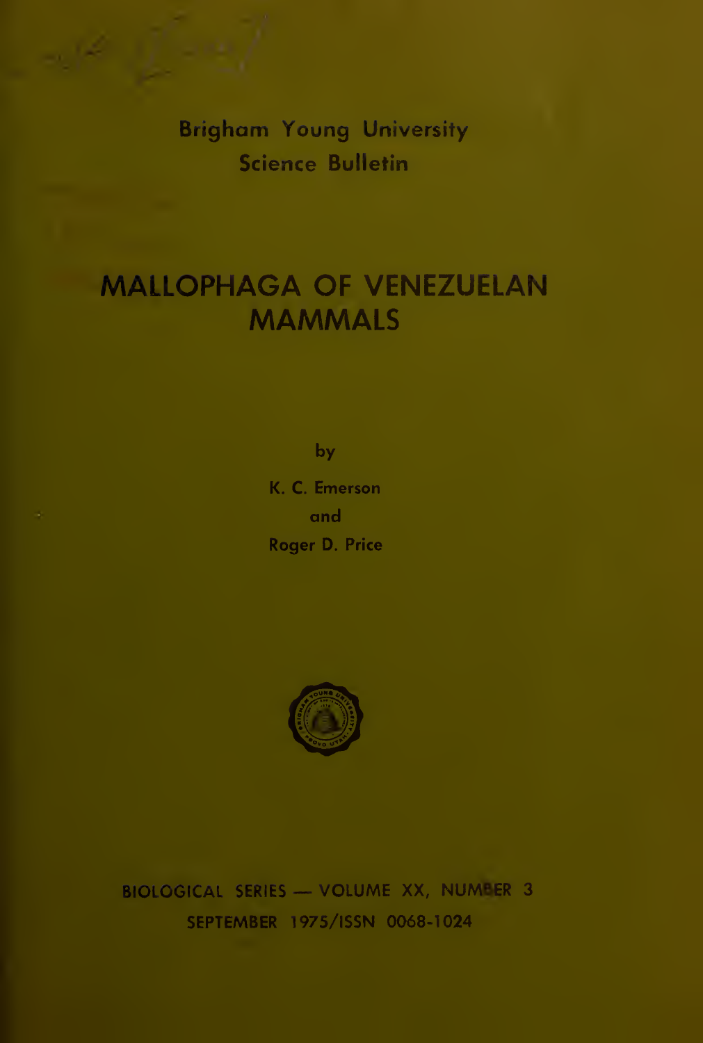Brigham Young University
Science Bulletin

# MALLOPHAGA OF VENEZUELAN MAMMALS

by

K. C. Emerson

and

Roger D. Price

BIOLOGICAL SERIES — VOLUME XX, NUMBER 3

SEPTEMBER 1975/ISSN 0068-1024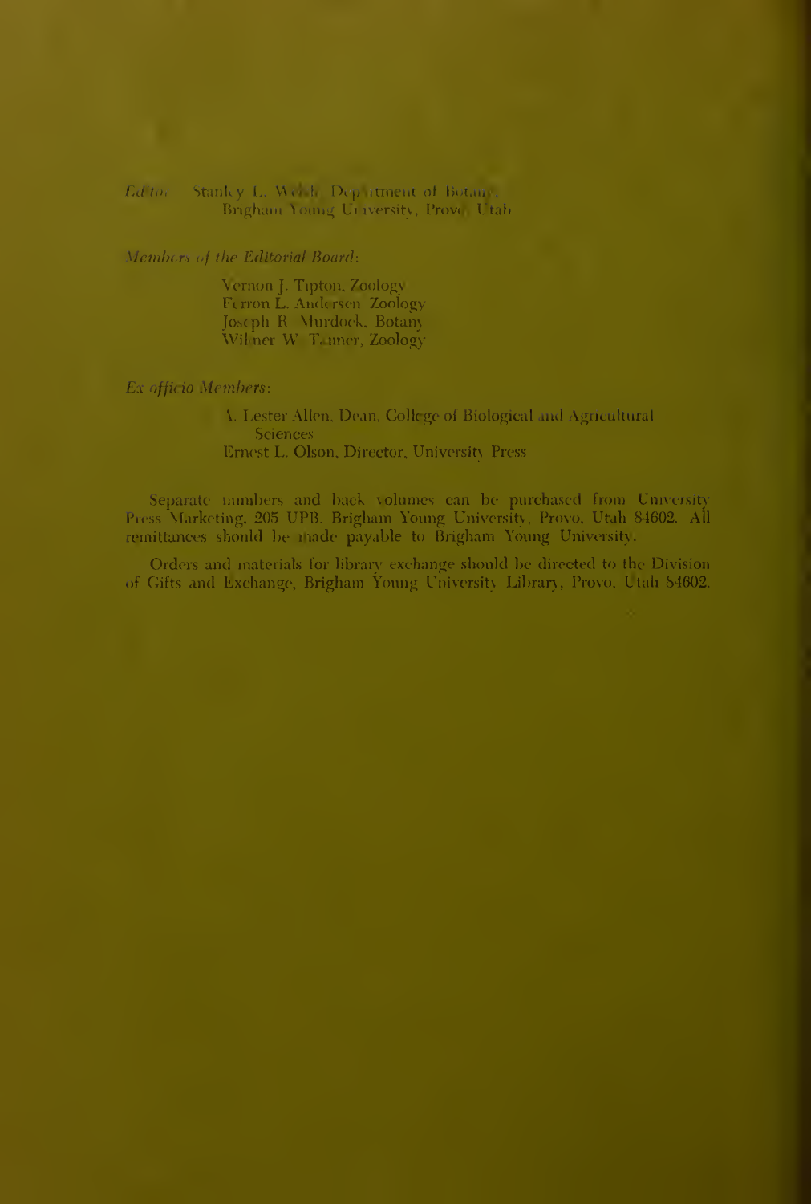*Editor:* Stanley L. Welsh, Department of Botany, Brigham Young University, Provo, Utah

*Members of the Editorial Board:*

Vernon J. Tipton, Zoology
Ferron L. Andersen, Zoology
Joseph R. Murdock, Botany
Wilmer W. Tanner, Zoology

*Ex officio Members:*

A. Lester Allen, Dean, College of Biological and Agricultural Sciences
Ernest L. Olson, Director, University Press

Separate numbers and back volumes can be purchased from University Press Marketing, 205 UPB, Brigham Young University, Provo, Utah 84602. All remittances should be made payable to Brigham Young University.

Orders and materials for library exchange should be directed to the Division of Gifts and Exchange, Brigham Young University Library, Provo, Utah 84602.